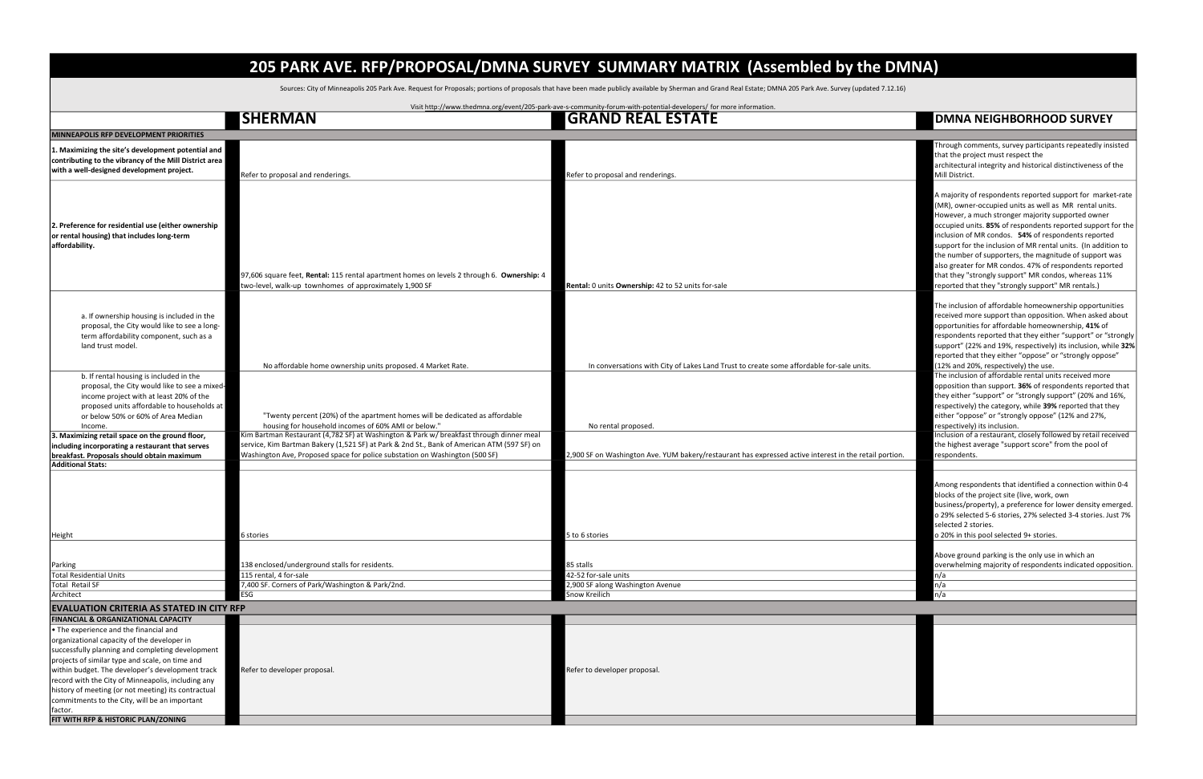# 205 PARK AVE. RFP/PROPOSAL/DMNA SURVEY SUMMARY MATRIX (Assembled by the DMNA)

Sources: City of Minneapolis 205 Park Ave. Request for Proposals; portions of proposals that have been made publicly available by Sherman and Grand Real Estate; DMNA 205 Park Ave. Survey (updated 7.12.16)

Visit http://www.thedmna.org/event/205-park-ave-s-community-forum-with-potential-developers/ for more information.

| | SHERMAN | GRAND REAL ESTATE | DMNA NEIGHBORHOOD SURVEY |
|---|---|---|---|
| **MINNEAPOLIS RFP DEVELOPMENT PRIORITIES** | | | |
| **1. Maximizing the site's development potential and contributing to the vibrancy of the Mill District area with a well-designed development project.** | Refer to proposal and renderings. | Refer to proposal and renderings. | Through comments, survey participants repeatedly insisted that the project must respect the architectural integrity and historical distinctiveness of the Mill District. |
| **2. Preference for residential use (either ownership or rental housing) that includes long-term affordability.** | 97,606 square feet, **Rental:** 115 rental apartment homes on levels 2 through 6. **Ownership:** 4 two-level, walk-up townhomes of approximately 1,900 SF | **Rental:** 0 units **Ownership:** 42 to 52 units for-sale | A majority of respondents reported support for market-rate (MR), owner-occupied units as well as MR rental units. However, a much stronger majority supported owner occupied units. **85%** of respondents reported support for the inclusion of MR condos. **54%** of respondents reported support for the inclusion of MR rental units. (In addition to the number of supporters, the magnitude of support was also greater for MR condos. 47% of respondents reported that they "strongly support" MR condos, whereas 11% reported that they "strongly support" MR rentals.) |
| a. If ownership housing is included in the proposal, the City would like to see a long-term affordability component, such as a land trust model. | No affordable home ownership units proposed. 4 Market Rate. | In conversations with City of Lakes Land Trust to create some affordable for-sale units. | The inclusion of affordable homeownership opportunities received more support than opposition. When asked about opportunities for affordable homeownership, **41%** of respondents reported that they either "support" or "strongly support" (22% and 19%, respectively) its inclusion, while **32%** reported that they either "oppose" or "strongly oppose" (12% and 20%, respectively) the use. |
| b. If rental housing is included in the proposal, the City would like to see a mixed-income project with at least 20% of the proposed units affordable to households at or below 50% or 60% of Area Median Income. | "Twenty percent (20%) of the apartment homes will be dedicated as affordable housing for household incomes of 60% AMI or below." | No rental proposed. | The inclusion of affordable rental units received more opposition than support. **36%** of respondents reported that they either "support" or "strongly support" (20% and 16%, respectively) the category, while **39%** reported that they either "oppose" or "strongly oppose" (12% and 27%, respectively) its inclusion. |
| **3. Maximizing retail space on the ground floor, including incorporating a restaurant that serves breakfast. Proposals should obtain maximum** | Kim Bartman Restaurant (4,782 SF) at Washington & Park w/ breakfast through dinner meal service, Kim Bartman Bakery (1,521 SF) at Park & 2nd St., Bank of American ATM (597 SF) on Washington Ave, Proposed space for police substation on Washington (500 SF) | 2,900 SF on Washington Ave. YUM bakery/restaurant has expressed active interest in the retail portion. | Inclusion of a restaurant, closely followed by retail received the highest average "support score" from the pool of respondents. |
| **Additional Stats:** | | | |
| Height | 6 stories | 5 to 6 stories | Among respondents that identified a connection within 0-4 blocks of the project site (live, work, own business/property), a preference for lower density emerged. o 29% selected 5-6 stories, 27% selected 3-4 stories. Just 7% selected 2 stories. o 20% in this pool selected 9+ stories. |
| Parking | 138 enclosed/underground stalls for residents. | 85 stalls | Above ground parking is the only use in which an overwhelming majority of respondents indicated opposition. |
| Total Residential Units | 115 rental, 4 for-sale | 42-52 for-sale units | n/a |
| Total Retail SF | 7,400 SF. Corners of Park/Washington & Park/2nd. | 2,900 SF along Washington Avenue | n/a |
| Architect | ESG | Snow Kreilich | n/a |
| **EVALUATION CRITERIA AS STATED IN CITY RFP** | | | |
| **FINANCIAL & ORGANIZATIONAL CAPACITY** | | | |
| • The experience and the financial and organizational capacity of the developer in successfully planning and completing development projects of similar type and scale, on time and within budget. The developer's development track record with the City of Minneapolis, including any history of meeting (or not meeting) its contractual commitments to the City, will be an important factor. | Refer to developer proposal. | Refer to developer proposal. | |
| **FIT WITH RFP & HISTORIC PLAN/ZONING** | | | |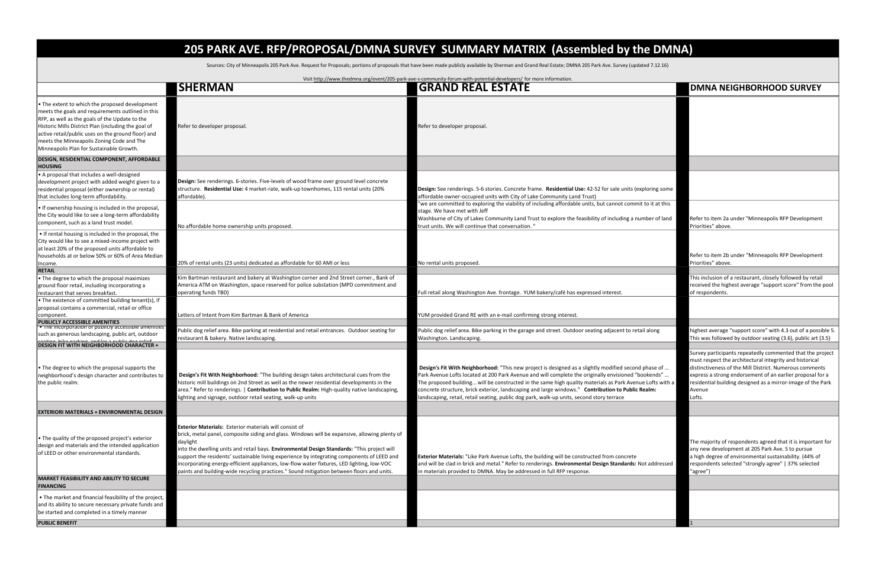# 205 PARK AVE. RFP/PROPOSAL/DMNA SURVEY SUMMARY MATRIX (Assembled by the DMNA)

Sources: City of Minneapolis 205 Park Ave. Request for Proposals; portions of proposals that have been made publicly available by Sherman and Grand Real Estate; DMNA 205 Park Ave. Survey (updated 7.12.16)

Visit http://www.thedmna.org/event/205-park-ave-s-community-forum-with-potential-developers/ for more information.

| | SHERMAN | GRAND REAL ESTATE | DMNA NEIGHBORHOOD SURVEY |
|---|---|---|---|
| • The extent to which the proposed development meets the goals and requirements outlined in this RFP, as well as the goals of the Update to the Historic Mills District Plan (including the goal of active retail/public uses on the ground floor) and meets the Minneapolis Zoning Code and The Minneapolis Plan for Sustainable Growth. | Refer to developer proposal. | Refer to developer proposal. | |
| **DESIGN, RESIDENTIAL COMPONENT, AFFORDABLE HOUSING** | | | |
| • A proposal that includes a well-designed development project with added weight given to a residential proposal (either ownership or rental) that includes long-term affordability. | **Design:** See renderings. 6-stories. Five-levels of wood frame over ground level concrete structure. **Residential Use:** 4 market-rate, walk-up townhomes, 115 rental units (20% affordable). | **Design:** See renderings. 5-6 stories. Concrete frame. **Residential Use:** 42-52 for sale units (exploring some affordable owner-occupied units with City of Lake Community Land Trust) | |
| • If ownership housing is included in the proposal, the City would like to see a long-term affordability component, such as a land trust model. | No affordable home ownership units proposed. | "we are committed to exploring the viability of including affordable units, but cannot commit to it at this stage. We have met with Jeff Washburne of City of Lakes Community Land Trust to explore the feasibility of including a number of land trust units. We will continue that conversation. " | Refer to item 2a under "Minneapolis RFP Development Priorities" above. |
| • If rental housing is included in the proposal, the City would like to see a mixed-income project with at least 20% of the proposed units affordable to households at or below 50% or 60% of Area Median Income. | 20% of rental units (23 units) dedicated as affordable for 60 AMI or less | No rental units proposed. | Refer to item 2b under "Minneapolis RFP Development Priorities" above. |
| **RETAIL** | | | |
| • The degree to which the proposal maximizes ground floor retail, including incorporating a restaurant that serves breakfast. | Kim Bartman restaurant and bakery at Washington corner and 2nd Street corner., Bank of America ATM on Washington, space reserved for police substation (MPD commitment and operating funds TBD) | Full retail along Washington Ave. frontage. YUM bakery/café has expressed interest. | This inclusion of a restaurant, closely followed by retail received the highest average "support score" from the pool of respondents. |
| • The existence of committed building tenant(s), if proposal contains a commercial, retail or office component. | Letters of Intent from Kim Bartman & Bank of America | YUM provided Grand RE with an e-mail confirming strong interest. | |
| **PUBLICLY ACCESSIBLE AMENITIES** | | | |
| • The incorporation of publicly accessible amenities such as generous landscaping, public art, outdoor seating, bike parking, and/or a public dog relief | Public dog relief area. Bike parking at residential and retail entrances. Outdoor seating for restaurant & bakery. Native landscaping. | Public dog relief area. Bike parking in the garage and street. Outdoor seating adjacent to retail along Washington. Landscaping. | highest average "support score" with 4.3 out of a possible 5. This was followed by outdoor seating (3.6), public art (3.5) |
| **DESIGN FIT WITH NEIGHBORHOOD CHARACTER +** | | | |
| • The degree to which the proposal supports the neighborhood's design character and contributes to the public realm. | **Design's Fit With Neighborhood:** "The building design takes architectural cues from the historic mill buildings on 2nd Street as well as the newer residential developments in the area." Refer to renderings. \| **Contribution to Public Realm:** High-quality native landscaping, lighting and signage, outdoor retail seating, walk-up units | **Design's Fit With Neighborhood:** "This new project is designed as a slightly modified second phase of ... Park Avenue Lofts located at 200 Park Avenue and will complete the originally envisioned "bookends" ... The proposed building... will be constructed in the same high quality materials as Park Avenue Lofts with a concrete structure, brick exterior, landscaping and large windows." **Contribution to Public Realm:** landscaping, retail, retail seating, public dog park, walk-up units, second story terrace | Survey participants repeatedly commented that the project must respect the architectural integrity and historical distinctiveness of the Mill District. Numerous comments express a strong endorsement of an earlier proposal for a residential building designed as a mirror-image of the Park Avenue Lofts. |
| **EXTERIORI MATERIALS + ENVIRONMENTAL DESIGN** | | | |
| • The quality of the proposed project's exterior design and materials and the intended application of LEED or other environmental standards. | **Exterior Materials:** Exterior materials will consist of brick, metal panel, composite siding and glass. Windows will be expansive, allowing plenty of daylight into the dwelling units and retail bays. **Environmental Design Standards:** "This project will support the residents' sustainable living experience by integrating components of LEED and incorporating energy-efficient appliances, low-flow water fixtures, LED lighting, low-VOC paints and building-wide recycling practices." Sound mitigation between floors and units. | **Exterior Materials:** "Like Park Avenue Lofts, the building will be constructed from concrete and will be clad in brick and metal." Refer to renderings. **Environmental Design Standards:** Not addressed in materials provided to DMNA. May be addressed in full RFP response. | The majority of respondents agreed that it is important for any new development at 205 Park Ave. S to pursue a high degree of environmental sustainability. (44% of respondents selected "strongly agree" \| 37% selected "agree") |
| **MARKET FEASIBILITY AND ABILITY TO SECURE FINANCING** | | | |
| • The market and financial feasibility of the project, and its ability to secure necessary private funds and be started and completed in a timely manner | | | |
| **PUBLIC BENEFIT** | | | 1 |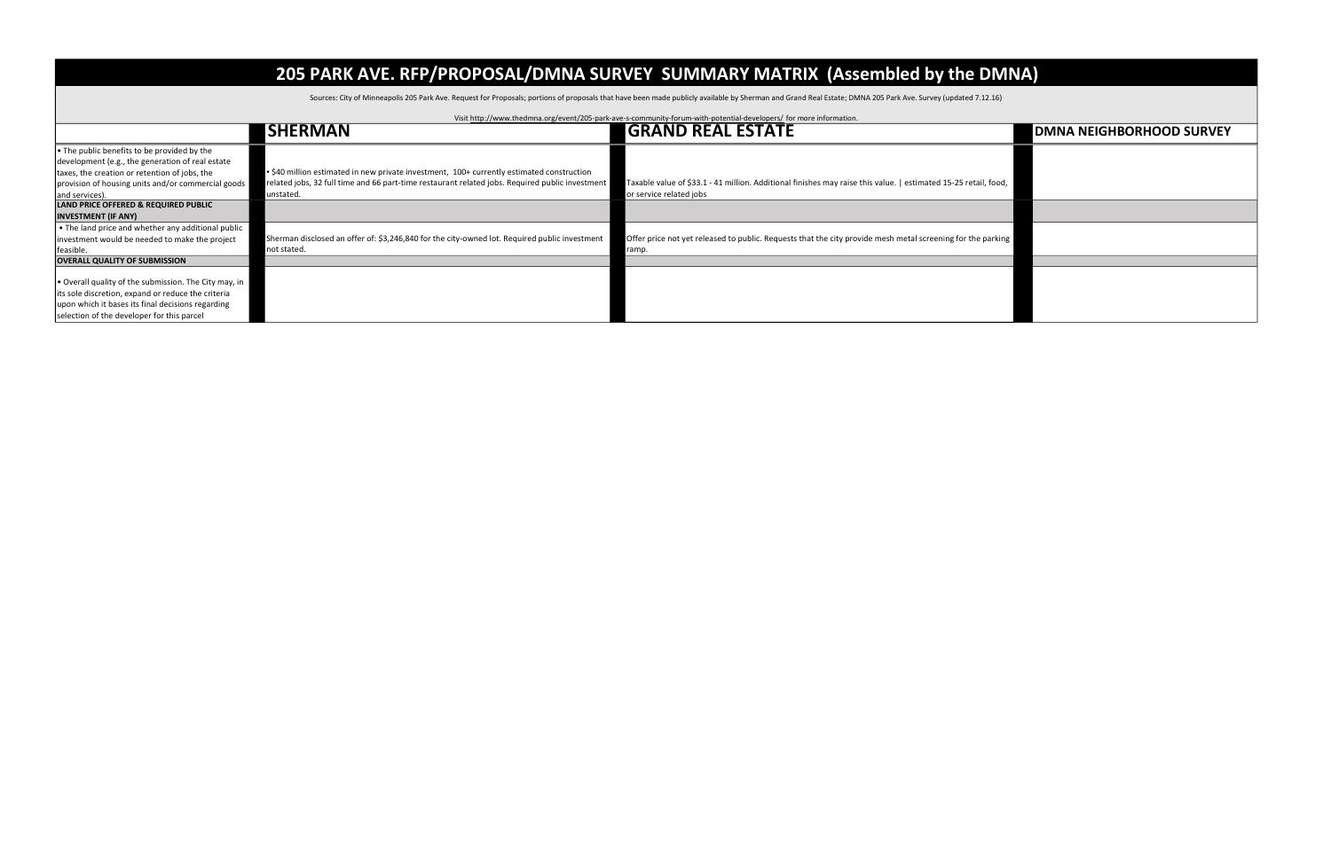# 205 PARK AVE. RFP/PROPOSAL/DMNA SURVEY SUMMARY MATRIX (Assembled by the DMNA)

Sources: City of Minneapolis 205 Park Ave. Request for Proposals; portions of proposals that have been made publicly available by Sherman and Grand Real Estate; DMNA 205 Park Ave. Survey (updated 7.12.16)

Visit http://www.thedmna.org/event/205-park-ave-s-community-forum-with-potential-developers/ for more information.

| | SHERMAN | GRAND REAL ESTATE | DMNA NEIGHBORHOOD SURVEY |
|---|---|---|---|
| • The public benefits to be provided by the development (e.g., the generation of real estate taxes, the creation or retention of jobs, the provision of housing units and/or commercial goods and services). | • $40 million estimated in new private investment, 100+ currently estimated construction related jobs, 32 full time and 66 part-time restaurant related jobs. Required public investment unstated. | Taxable value of $33.1 - 41 million. Additional finishes may raise this value. \| estimated 15-25 retail, food, or service related jobs | |
| **LAND PRICE OFFERED & REQUIRED PUBLIC INVESTMENT (IF ANY)** | | | |
| • The land price and whether any additional public investment would be needed to make the project feasible. | Sherman disclosed an offer of: $3,246,840 for the city-owned lot. Required public investment not stated. | Offer price not yet released to public. Requests that the city provide mesh metal screening for the parking ramp. | |
| **OVERALL QUALITY OF SUBMISSION** | | | |
| • Overall quality of the submission. The City may, in its sole discretion, expand or reduce the criteria upon which it bases its final decisions regarding selection of the developer for this parcel | | | |